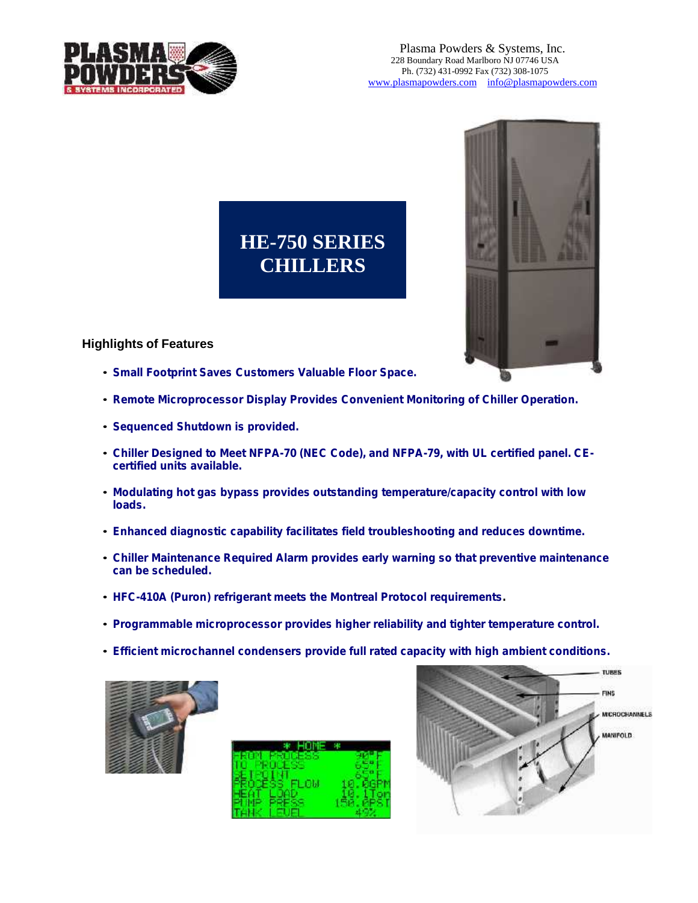Plasma Powders & Systems, Inc.
228 Boundary Road Marlboro NJ 07746 USA
Ph. (732) 431-0992 Fax (732) 308-1075
www.plasmapowders.com info@plasmapowders.com

# HE-750 SERIES CHILLERS

## Highlights of Features

- **Small Footprint Saves Customers Valuable Floor Space.**
- **Remote Microprocessor Display Provides Convenient Monitoring of Chiller Operation.**
- **Sequenced Shutdown is provided.**
- **Chiller Designed to Meet NFPA-70 (NEC Code), and NFPA-79, with UL certified panel. CE-certified units available.**
- **Modulating hot gas bypass provides outstanding temperature/capacity control with low loads.**
- **Enhanced diagnostic capability facilitates field troubleshooting and reduces downtime.**
- **Chiller Maintenance Required Alarm provides early warning so that preventive maintenance can be scheduled.**
- **HFC-410A (Puron) refrigerant meets the Montreal Protocol requirements.**
- **Programmable microprocessor provides higher reliability and tighter temperature control.**
- **Efficient microchannel condensers provide full rated capacity with high ambient conditions.**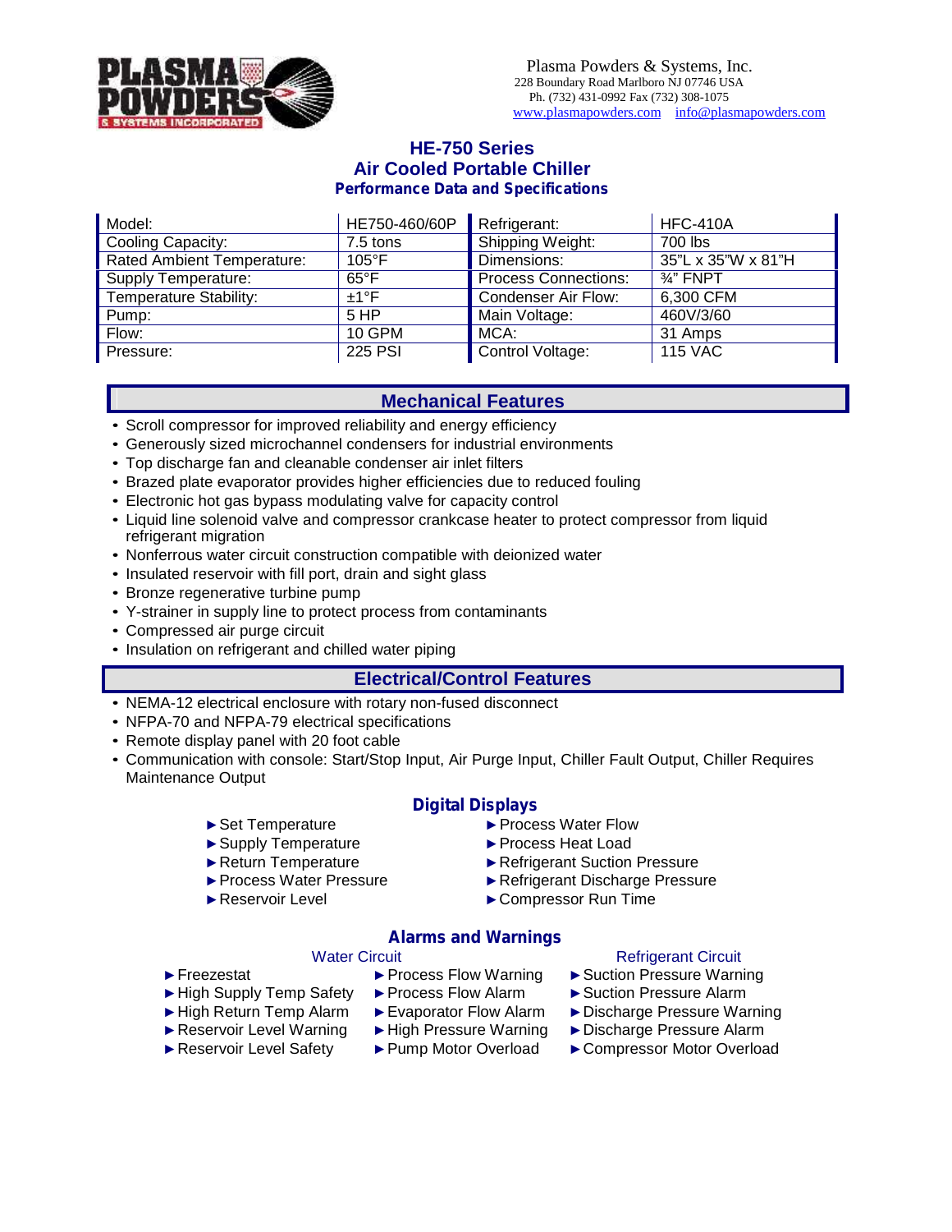Plasma Powders & Systems, Inc.
228 Boundary Road Marlboro NJ 07746 USA
Ph. (732) 431-0992 Fax (732) 308-1075
www.plasmapowders.com    info@plasmapowders.com

# HE-750 Series
# Air Cooled Portable Chiller
### Performance Data and Specifications

| | | | |
|---|---|---|---|
| Model: | HE750-460/60P | Refrigerant: | HFC-410A |
| Cooling Capacity: | 7.5 tons | Shipping Weight: | 700 lbs |
| Rated Ambient Temperature: | 105°F | Dimensions: | 35"L x 35"W x 81"H |
| Supply Temperature: | 65°F | Process Connections: | ¾" FNPT |
| Temperature Stability: | ±1°F | Condenser Air Flow: | 6,300 CFM |
| Pump: | 5 HP | Main Voltage: | 460V/3/60 |
| Flow: | 10 GPM | MCA: | 31 Amps |
| Pressure: | 225 PSI | Control Voltage: | 115 VAC |

## Mechanical Features

- Scroll compressor for improved reliability and energy efficiency
- Generously sized microchannel condensers for industrial environments
- Top discharge fan and cleanable condenser air inlet filters
- Brazed plate evaporator provides higher efficiencies due to reduced fouling
- Electronic hot gas bypass modulating valve for capacity control
- Liquid line solenoid valve and compressor crankcase heater to protect compressor from liquid refrigerant migration
- Nonferrous water circuit construction compatible with deionized water
- Insulated reservoir with fill port, drain and sight glass
- Bronze regenerative turbine pump
- Y-strainer in supply line to protect process from contaminants
- Compressed air purge circuit
- Insulation on refrigerant and chilled water piping

## Electrical/Control Features

- NEMA-12 electrical enclosure with rotary non-fused disconnect
- NFPA-70 and NFPA-79 electrical specifications
- Remote display panel with 20 foot cable
- Communication with console: Start/Stop Input, Air Purge Input, Chiller Fault Output, Chiller Requires Maintenance Output

### Digital Displays

- ►Set Temperature
- ►Supply Temperature
- ►Return Temperature
- ►Process Water Pressure
- ►Reservoir Level
- ►Process Water Flow
- ►Process Heat Load
- ►Refrigerant Suction Pressure
- ►Refrigerant Discharge Pressure
- ►Compressor Run Time

### Alarms and Warnings

**Water Circuit**

- ►Freezestat
- ►High Supply Temp Safety
- ►High Return Temp Alarm
- ►Reservoir Level Warning
- ►Reservoir Level Safety
- ►Process Flow Warning
- ►Process Flow Alarm
- ►Evaporator Flow Alarm
- ►High Pressure Warning
- ►Pump Motor Overload

**Refrigerant Circuit**

- ►Suction Pressure Warning
- ►Suction Pressure Alarm
- ►Discharge Pressure Warning
- ►Discharge Pressure Alarm
- ►Compressor Motor Overload